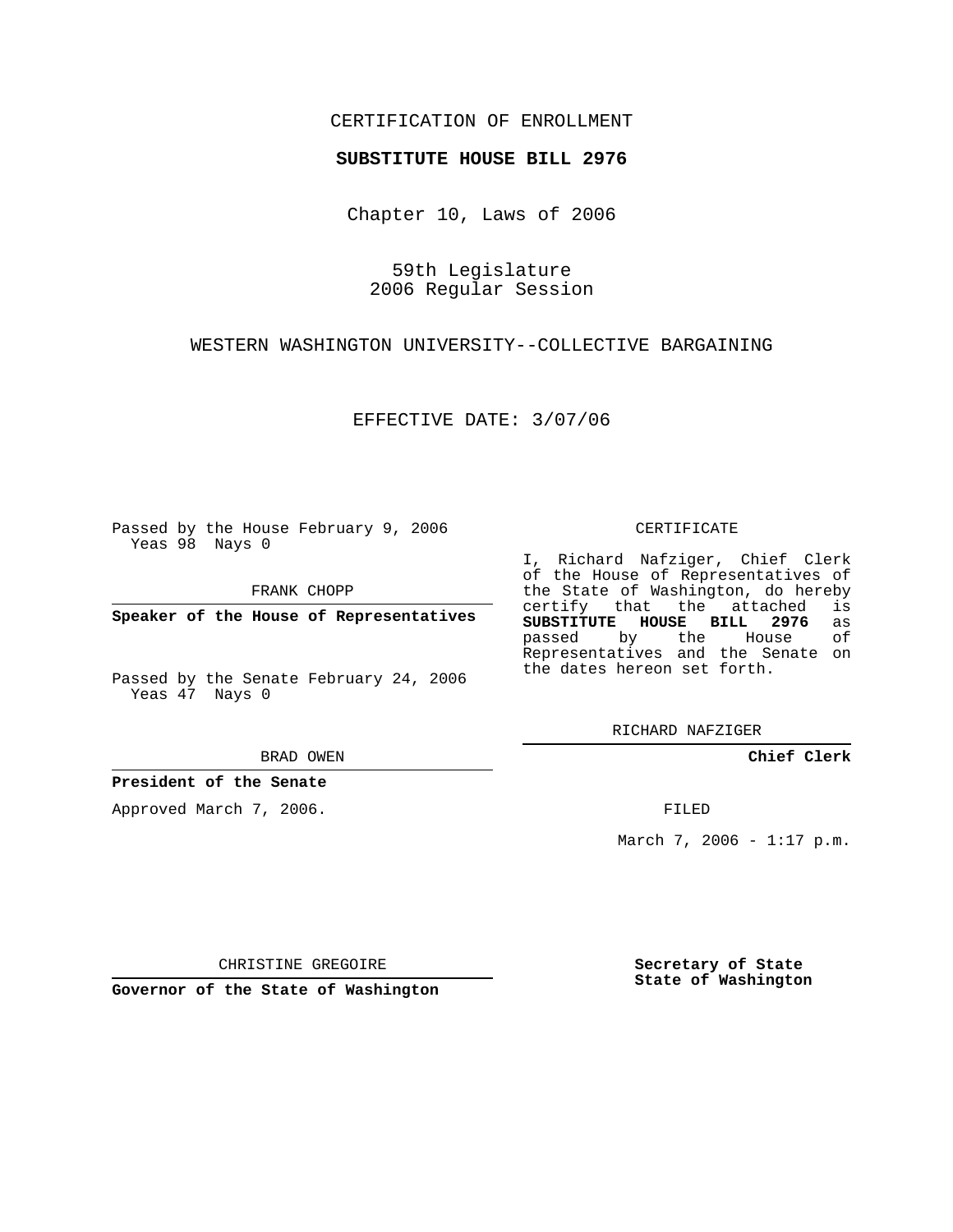CERTIFICATION OF ENROLLMENT

**SUBSTITUTE HOUSE BILL 2976**

Chapter 10, Laws of 2006

59th Legislature
2006 Regular Session

WESTERN WASHINGTON UNIVERSITY--COLLECTIVE BARGAINING

EFFECTIVE DATE: 3/07/06

Passed by the House February 9, 2006
Yeas 98 Nays 0

FRANK CHOPP

**Speaker of the House of Representatives**

Passed by the Senate February 24, 2006
Yeas 47 Nays 0

BRAD OWEN

**President of the Senate**

Approved March 7, 2006.

CHRISTINE GREGOIRE

**Governor of the State of Washington**

CERTIFICATE

I, Richard Nafziger, Chief Clerk of the House of Representatives of the State of Washington, do hereby certify that the attached is **SUBSTITUTE HOUSE BILL 2976** as passed by the House of Representatives and the Senate on the dates hereon set forth.

RICHARD NAFZIGER

**Chief Clerk**

FILED

March 7, 2006 - 1:17 p.m.

**Secretary of State**
**State of Washington**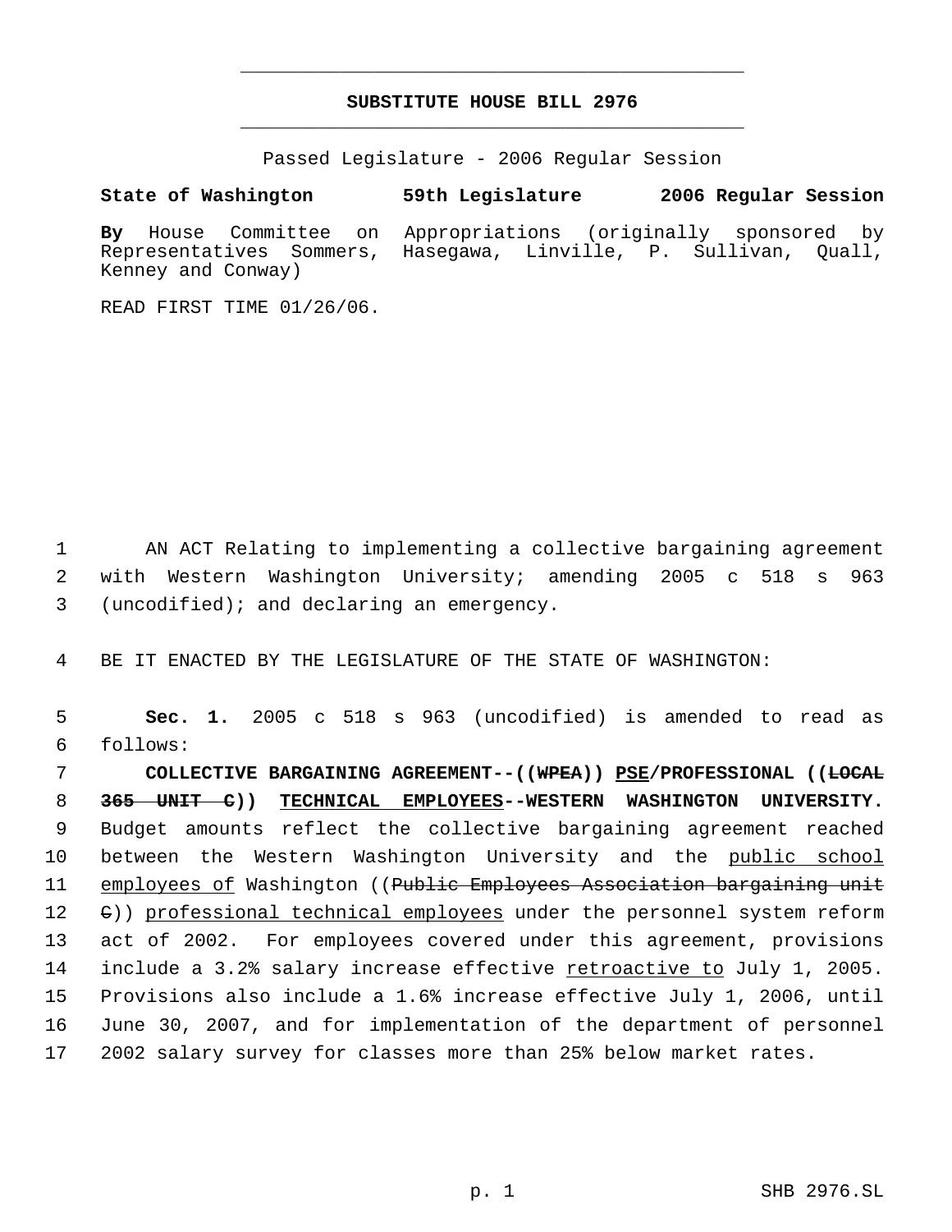# SUBSTITUTE HOUSE BILL 2976

Passed Legislature - 2006 Regular Session

**State of Washington 59th Legislature 2006 Regular Session**

**By** House Committee on Appropriations (originally sponsored by Representatives Sommers, Hasegawa, Linville, P. Sullivan, Quall, Kenney and Conway)

READ FIRST TIME 01/26/06.

AN ACT Relating to implementing a collective bargaining agreement with Western Washington University; amending 2005 c 518 s 963 (uncodified); and declaring an emergency.

BE IT ENACTED BY THE LEGISLATURE OF THE STATE OF WASHINGTON:

**Sec. 1.** 2005 c 518 s 963 (uncodified) is amended to read as follows:

**COLLECTIVE BARGAINING AGREEMENT--((~~WPEA~~)) <u>PSE</u>/PROFESSIONAL ((~~LOCAL 365 UNIT C~~)) <u>TECHNICAL EMPLOYEES</u>--WESTERN WASHINGTON UNIVERSITY.** Budget amounts reflect the collective bargaining agreement reached between the Western Washington University and the <u>public school employees of</u> Washington ((~~Public Employees Association bargaining unit C~~)) <u>professional technical employees</u> under the personnel system reform act of 2002. For employees covered under this agreement, provisions include a 3.2% salary increase effective <u>retroactive to</u> July 1, 2005. Provisions also include a 1.6% increase effective July 1, 2006, until June 30, 2007, and for implementation of the department of personnel 2002 salary survey for classes more than 25% below market rates.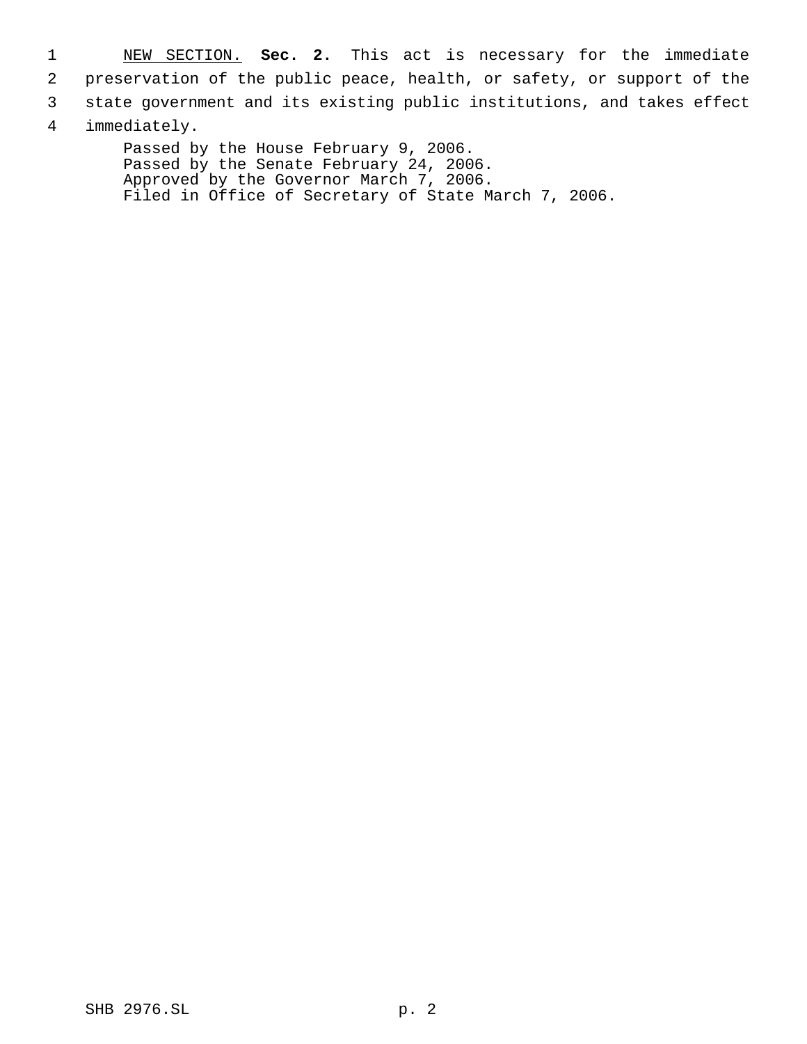NEW SECTION. **Sec. 2.** This act is necessary for the immediate preservation of the public peace, health, or safety, or support of the state government and its existing public institutions, and takes effect immediately.

Passed by the House February 9, 2006.
Passed by the Senate February 24, 2006.
Approved by the Governor March 7, 2006.
Filed in Office of Secretary of State March 7, 2006.